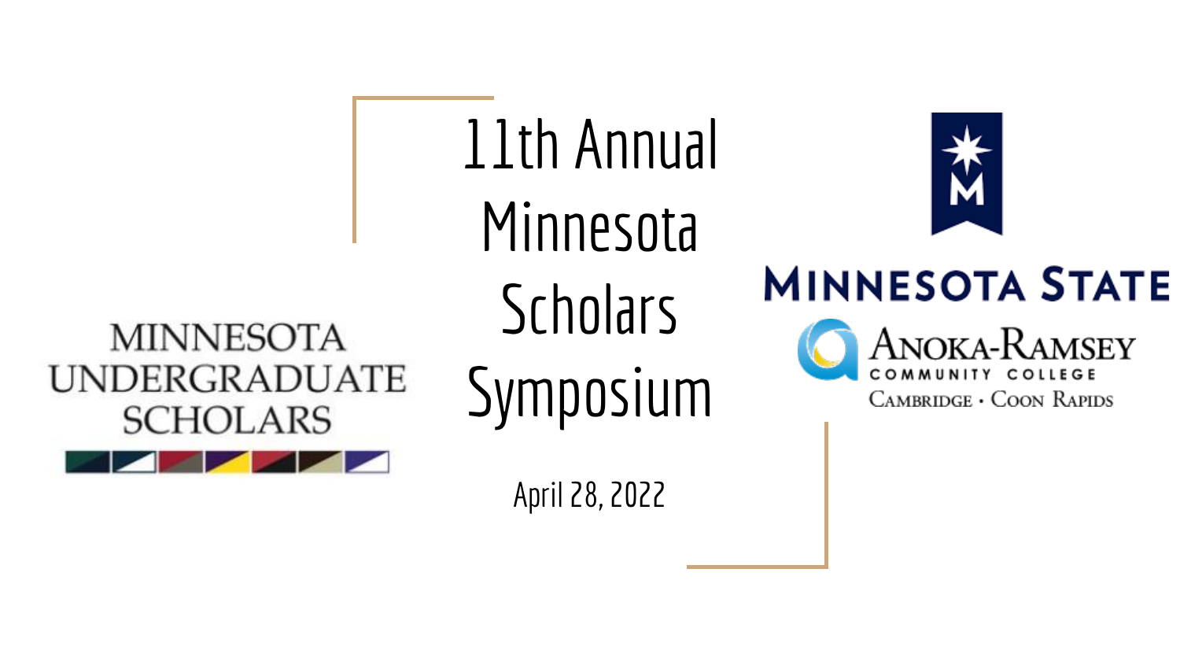# 11th Annual Minnesota Scholars Symposium

April 28, 2022

MINNESOTA UNDERGRADUATE SCHOLARS

MINNESOTA STATE

ANOKA-RAMSEY COMMUNITY COLLEGE

CAMBRIDGE • COON RAPIDS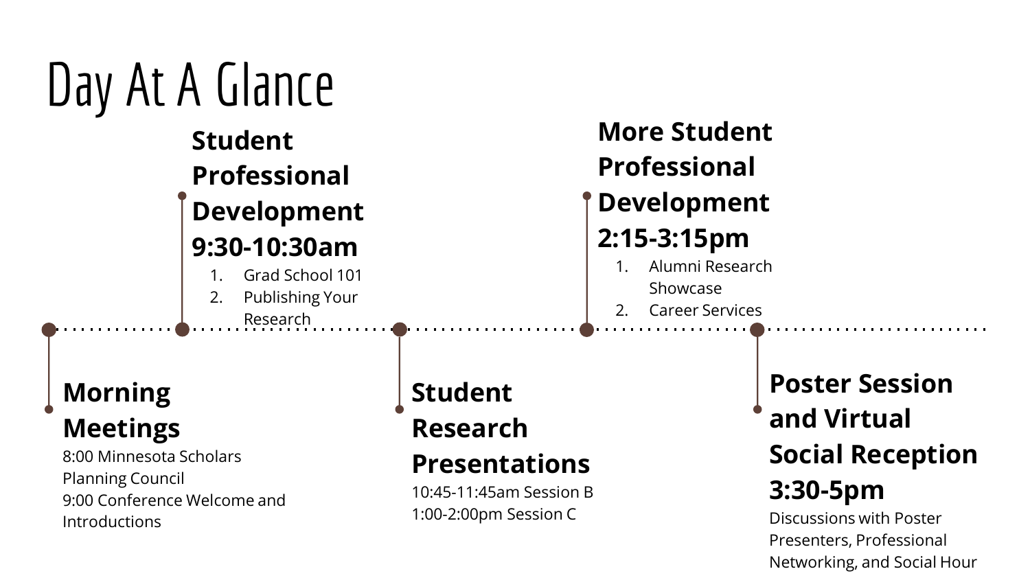# Day At A Glance

## Morning Meetings

8:00 Minnesota Scholars Planning Council
9:00 Conference Welcome and Introductions

## Student Professional Development 9:30-10:30am

1. Grad School 101
2. Publishing Your Research

## Student Research Presentations

10:45-11:45am Session B
1:00-2:00pm Session C

## More Student Professional Development 2:15-3:15pm

1. Alumni Research Showcase
2. Career Services

## Poster Session and Virtual Social Reception 3:30-5pm

Discussions with Poster Presenters, Professional Networking, and Social Hour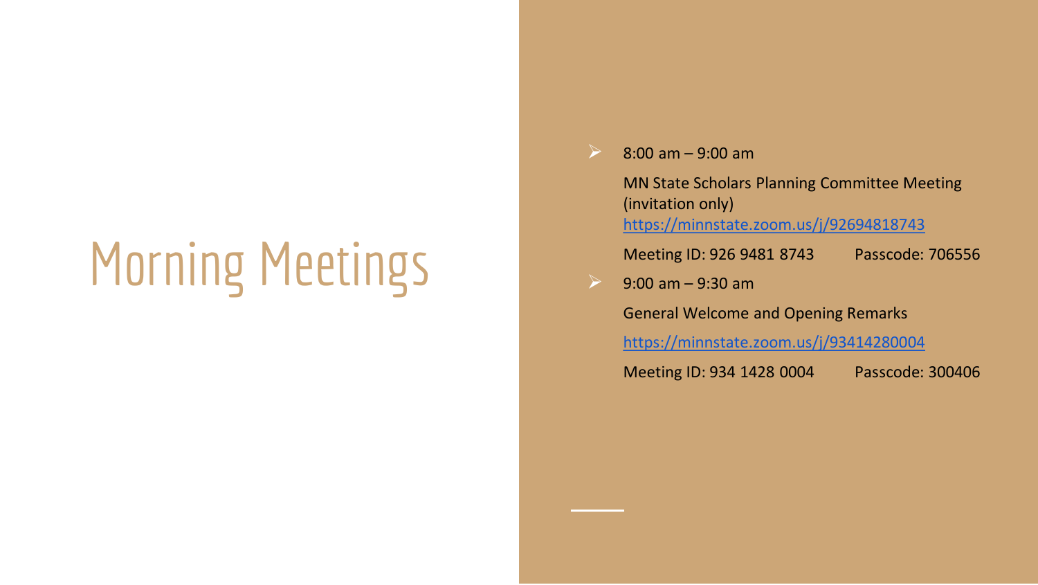# Morning Meetings

- 8:00 am – 9:00 am

  MN State Scholars Planning Committee Meeting (invitation only)

  https://minnstate.zoom.us/j/92694818743

  Meeting ID: 926 9481 8743 Passcode: 706556

- 9:00 am – 9:30 am

  General Welcome and Opening Remarks

  https://minnstate.zoom.us/j/93414280004

  Meeting ID: 934 1428 0004 Passcode: 300406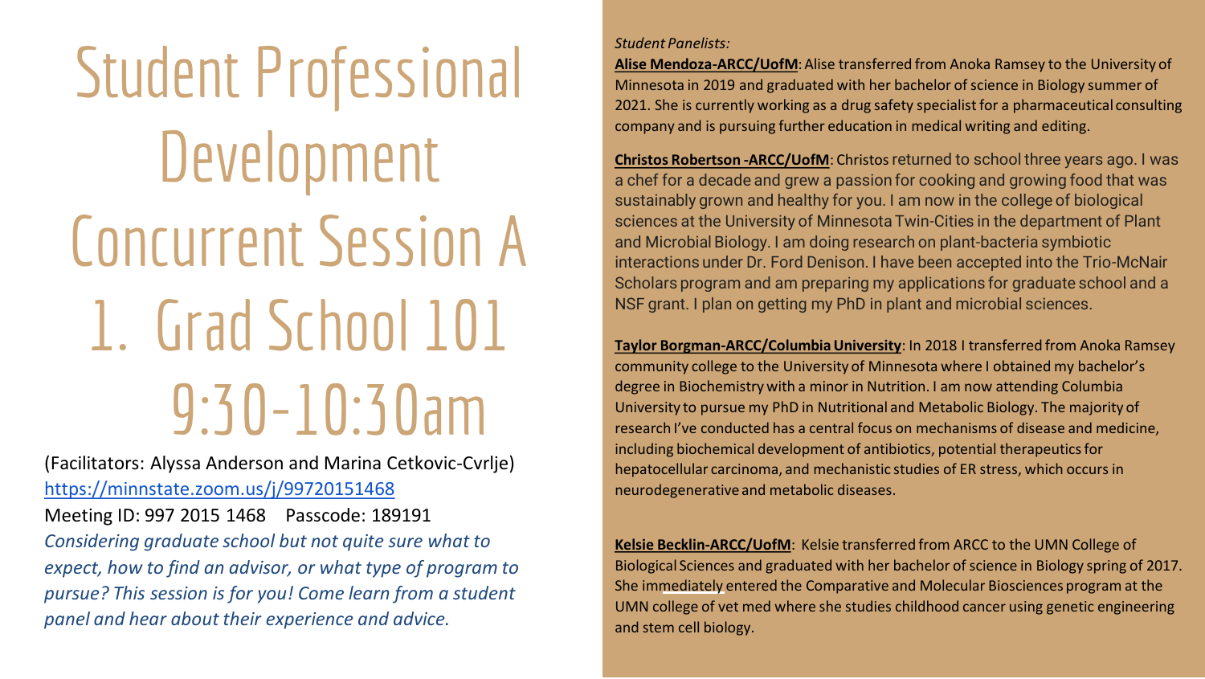# Student Professional Development Concurrent Session A

# 1. Grad School 101 9:30-10:30am

(Facilitators: Alyssa Anderson and Marina Cetkovic-Cvrlje)

https://minnstate.zoom.us/j/99720151468

Meeting ID: 997 2015 1468 Passcode: 189191

*Considering graduate school but not quite sure what to expect, how to find an advisor, or what type of program to pursue? This session is for you! Come learn from a student panel and hear about their experience and advice.*

*Student Panelists:*

**Alise Mendoza-ARCC/UofM**: Alise transferred from Anoka Ramsey to the University of Minnesota in 2019 and graduated with her bachelor of science in Biology summer of 2021. She is currently working as a drug safety specialist for a pharmaceutical consulting company and is pursuing further education in medical writing and editing.

**Christos Robertson -ARCC/UofM**: Christos returned to school three years ago. I was a chef for a decade and grew a passion for cooking and growing food that was sustainably grown and healthy for you. I am now in the college of biological sciences at the University of Minnesota Twin-Cities in the department of Plant and Microbial Biology. I am doing research on plant-bacteria symbiotic interactions under Dr. Ford Denison. I have been accepted into the Trio-McNair Scholars program and am preparing my applications for graduate school and a NSF grant. I plan on getting my PhD in plant and microbial sciences.

**Taylor Borgman-ARCC/Columbia University**: In 2018 I transferred from Anoka Ramsey community college to the University of Minnesota where I obtained my bachelor's degree in Biochemistry with a minor in Nutrition. I am now attending Columbia University to pursue my PhD in Nutritional and Metabolic Biology. The majority of research I've conducted has a central focus on mechanisms of disease and medicine, including biochemical development of antibiotics, potential therapeutics for hepatocellular carcinoma, and mechanistic studies of ER stress, which occurs in neurodegenerative and metabolic diseases.

**Kelsie Becklin-ARCC/UofM**: Kelsie transferred from ARCC to the UMN College of Biological Sciences and graduated with her bachelor of science in Biology spring of 2017. She immediately entered the Comparative and Molecular Biosciences program at the UMN college of vet med where she studies childhood cancer using genetic engineering and stem cell biology.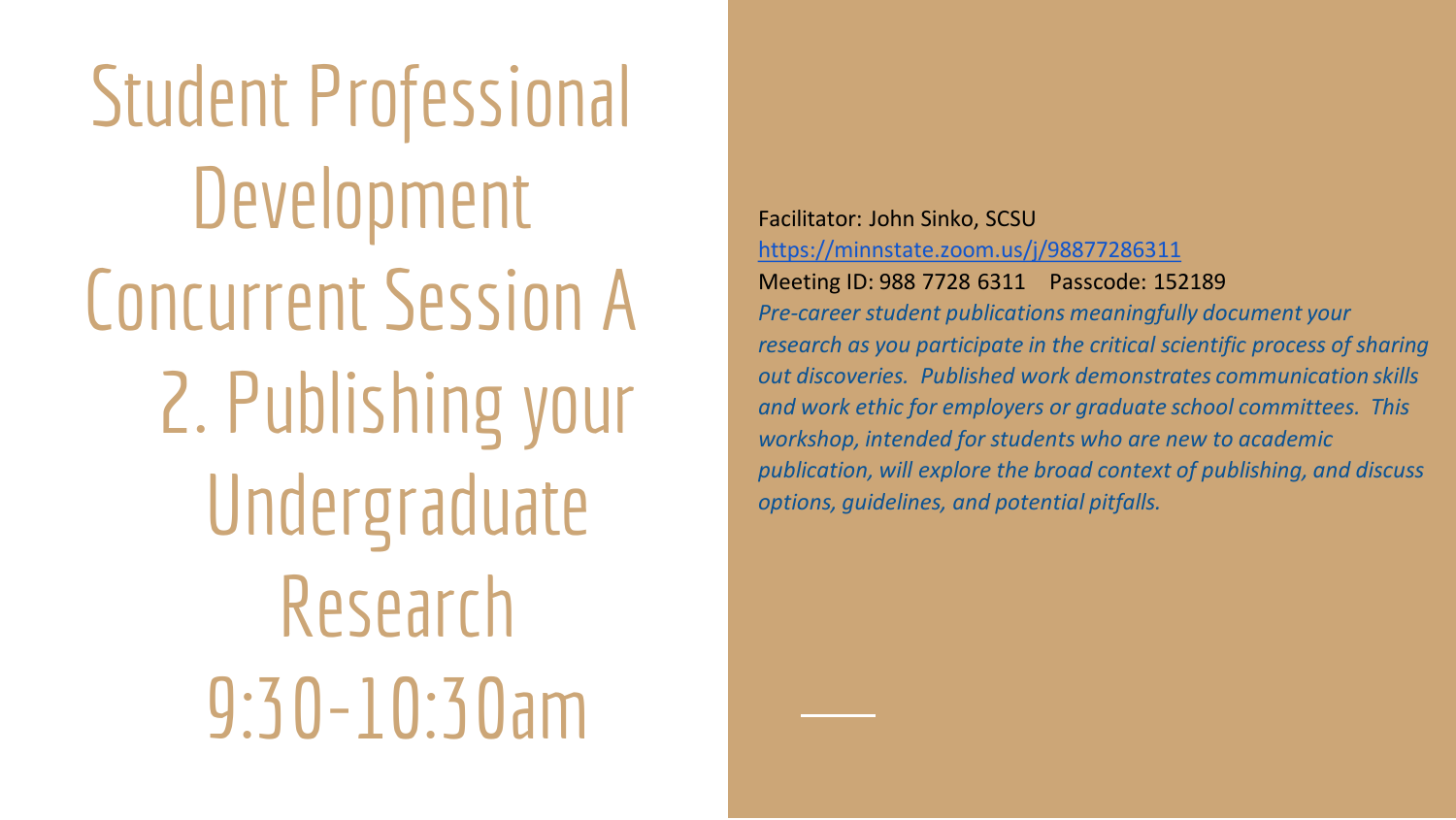# Student Professional Development Concurrent Session A

## 2. Publishing your Undergraduate Research

## 9:30-10:30am

Facilitator: John Sinko, SCSU

https://minnstate.zoom.us/j/98877286311

Meeting ID: 988 7728 6311 Passcode: 152189

*Pre-career student publications meaningfully document your research as you participate in the critical scientific process of sharing out discoveries. Published work demonstrates communication skills and work ethic for employers or graduate school committees. This workshop, intended for students who are new to academic publication, will explore the broad context of publishing, and discuss options, guidelines, and potential pitfalls.*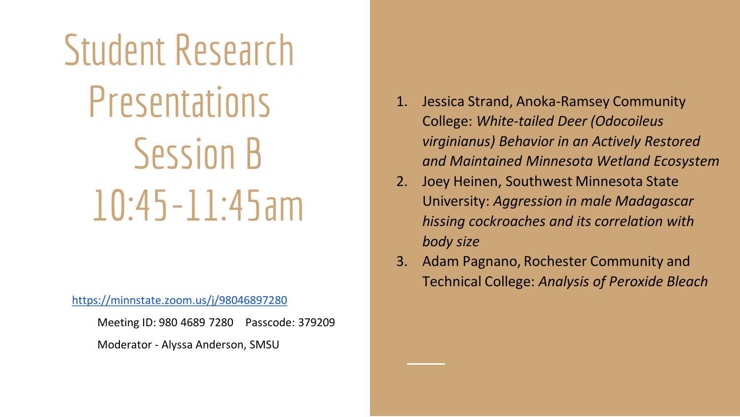# Student Research Presentations Session B 10:45-11:45am

https://minnstate.zoom.us/j/98046897280

Meeting ID: 980 4689 7280 Passcode: 379209

Moderator - Alyssa Anderson, SMSU

1. Jessica Strand, Anoka-Ramsey Community College: *White-tailed Deer (Odocoileus virginianus) Behavior in an Actively Restored and Maintained Minnesota Wetland Ecosystem*
2. Joey Heinen, Southwest Minnesota State University: *Aggression in male Madagascar hissing cockroaches and its correlation with body size*
3. Adam Pagnano, Rochester Community and Technical College: *Analysis of Peroxide Bleach*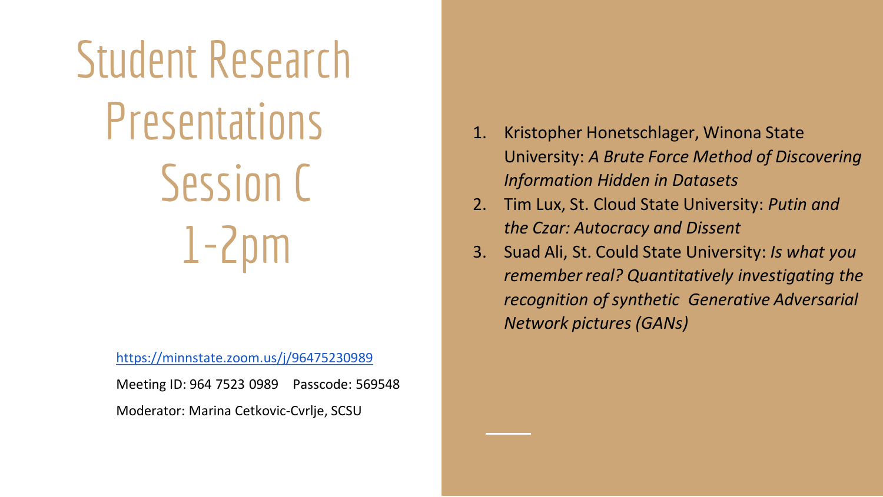# Student Research Presentations Session C 1-2pm

[https://minnstate.zoom.us/j/96475230989](https://minnstate.zoom.us/j/96475230989)

Meeting ID: 964 7523 0989    Passcode: 569548

Moderator: Marina Cetkovic-Cvrlje, SCSU

1. Kristopher Honetschlager, Winona State University: *A Brute Force Method of Discovering Information Hidden in Datasets*
2. Tim Lux, St. Cloud State University: *Putin and the Czar: Autocracy and Dissent*
3. Suad Ali, St. Could State University: *Is what you remember real? Quantitatively investigating the recognition of synthetic Generative Adversarial Network pictures (GANs)*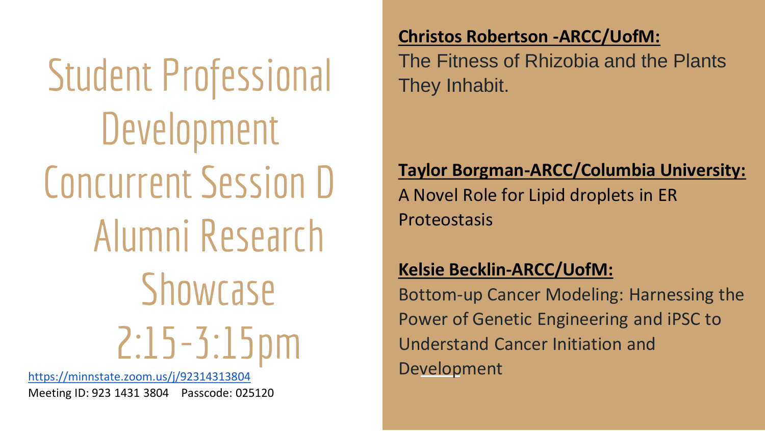# Student Professional Development Concurrent Session D Alumni Research Showcase 2:15-3:15pm

https://minnstate.zoom.us/j/92314313804

Meeting ID: 923 1431 3804    Passcode: 025120

**Christos Robertson -ARCC/UofM:**

The Fitness of Rhizobia and the Plants They Inhabit.

**Taylor Borgman-ARCC/Columbia University:**

A Novel Role for Lipid droplets in ER Proteostasis

**Kelsie Becklin-ARCC/UofM:**

Bottom-up Cancer Modeling: Harnessing the Power of Genetic Engineering and iPSC to Understand Cancer Initiation and Development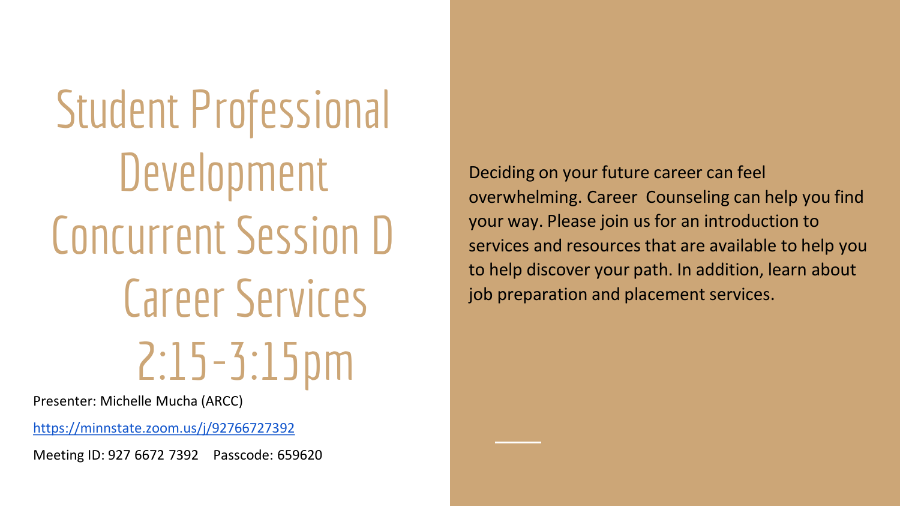# Student Professional Development Concurrent Session D Career Services 2:15-3:15pm

Presenter: Michelle Mucha (ARCC)

https://minnstate.zoom.us/j/92766727392

Meeting ID: 927 6672 7392 Passcode: 659620

Deciding on your future career can feel overwhelming. Career Counseling can help you find your way. Please join us for an introduction to services and resources that are available to help you to help discover your path. In addition, learn about job preparation and placement services.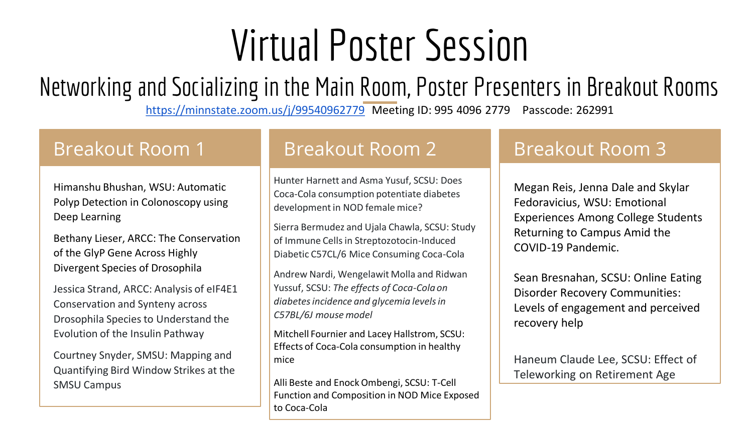# Virtual Poster Session

## Networking and Socializing in the Main Room, Poster Presenters in Breakout Rooms

https://minnstate.zoom.us/j/99540962779 Meeting ID: 995 4096 2779 Passcode: 262991

### Breakout Room 1

Himanshu Bhushan, WSU: Automatic Polyp Detection in Colonoscopy using Deep Learning

Bethany Lieser, ARCC: The Conservation of the GlyP Gene Across Highly Divergent Species of Drosophila

Jessica Strand, ARCC: Analysis of eIF4E1 Conservation and Synteny across Drosophila Species to Understand the Evolution of the Insulin Pathway

Courtney Snyder, SMSU: Mapping and Quantifying Bird Window Strikes at the SMSU Campus

### Breakout Room 2

Hunter Harnett and Asma Yusuf, SCSU: Does Coca-Cola consumption potentiate diabetes development in NOD female mice?

Sierra Bermudez and Ujala Chawla, SCSU: Study of Immune Cells in Streptozotocin-Induced Diabetic C57CL/6 Mice Consuming Coca-Cola

Andrew Nardi, Wengelawit Molla and Ridwan Yussuf, SCSU: *The effects of Coca-Cola on diabetes incidence and glycemia levels in C57BL/6J mouse model*

Mitchell Fournier and Lacey Hallstrom, SCSU: Effects of Coca-Cola consumption in healthy mice

Alli Beste and Enock Ombengi, SCSU: T-Cell Function and Composition in NOD Mice Exposed to Coca-Cola

### Breakout Room 3

Megan Reis, Jenna Dale and Skylar Fedoravicius, WSU: Emotional Experiences Among College Students Returning to Campus Amid the COVID-19 Pandemic.

Sean Bresnahan, SCSU: Online Eating Disorder Recovery Communities: Levels of engagement and perceived recovery help

Haneum Claude Lee, SCSU: Effect of Teleworking on Retirement Age